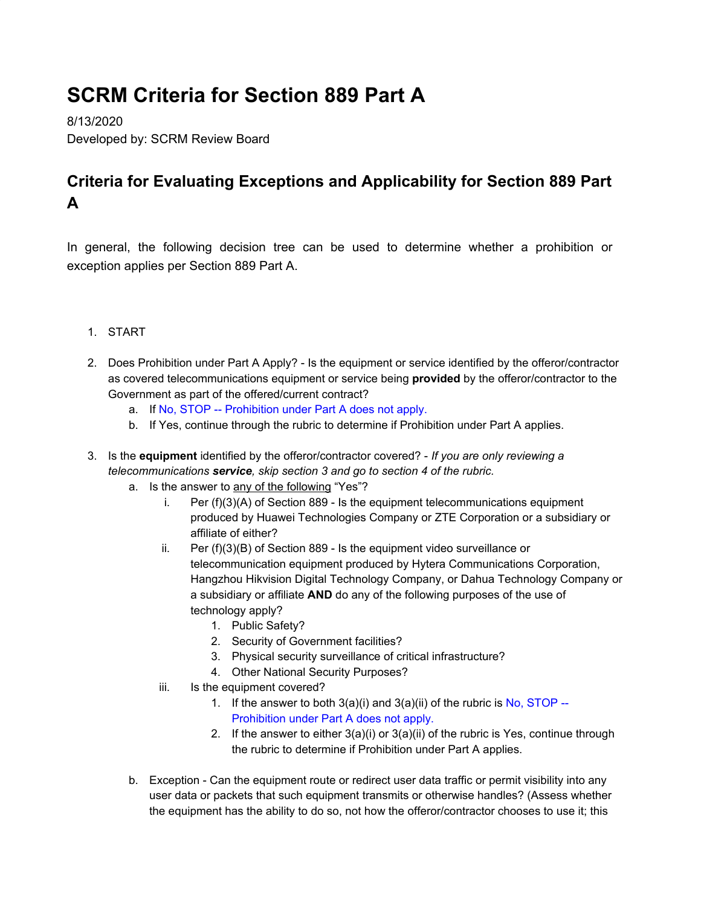# SCRM Criteria for Section 889 Part A

8/13/2020

Developed by: SCRM Review Board

## Criteria for Evaluating Exceptions and Applicability for Section 889 Part A

In general, the following decision tree can be used to determine whether a prohibition or exception applies per Section 889 Part A.

1. START

2. Does Prohibition under Part A Apply? - Is the equipment or service identified by the offeror/contractor as covered telecommunications equipment or service being **provided** by the offeror/contractor to the Government as part of the offered/current contract?
   a. If No, STOP -- Prohibition under Part A does not apply.
   b. If Yes, continue through the rubric to determine if Prohibition under Part A applies.

3. Is the **equipment** identified by the offeror/contractor covered? - *If you are only reviewing a telecommunications **service**, skip section 3 and go to section 4 of the rubric.*
   a. Is the answer to <u>any of the following</u> "Yes"?
      i. Per (f)(3)(A) of Section 889 - Is the equipment telecommunications equipment produced by Huawei Technologies Company or ZTE Corporation or a subsidiary or affiliate of either?
      ii. Per (f)(3)(B) of Section 889 - Is the equipment video surveillance or telecommunication equipment produced by Hytera Communications Corporation, Hangzhou Hikvision Digital Technology Company, or Dahua Technology Company or a subsidiary or affiliate **AND** do any of the following purposes of the use of technology apply?
         1. Public Safety?
         2. Security of Government facilities?
         3. Physical security surveillance of critical infrastructure?
         4. Other National Security Purposes?
      iii. Is the equipment covered?
         1. If the answer to both 3(a)(i) and 3(a)(ii) of the rubric is No, STOP -- Prohibition under Part A does not apply.
         2. If the answer to either 3(a)(i) or 3(a)(ii) of the rubric is Yes, continue through the rubric to determine if Prohibition under Part A applies.

   b. Exception - Can the equipment route or redirect user data traffic or permit visibility into any user data or packets that such equipment transmits or otherwise handles? (Assess whether the equipment has the ability to do so, not how the offeror/contractor chooses to use it; this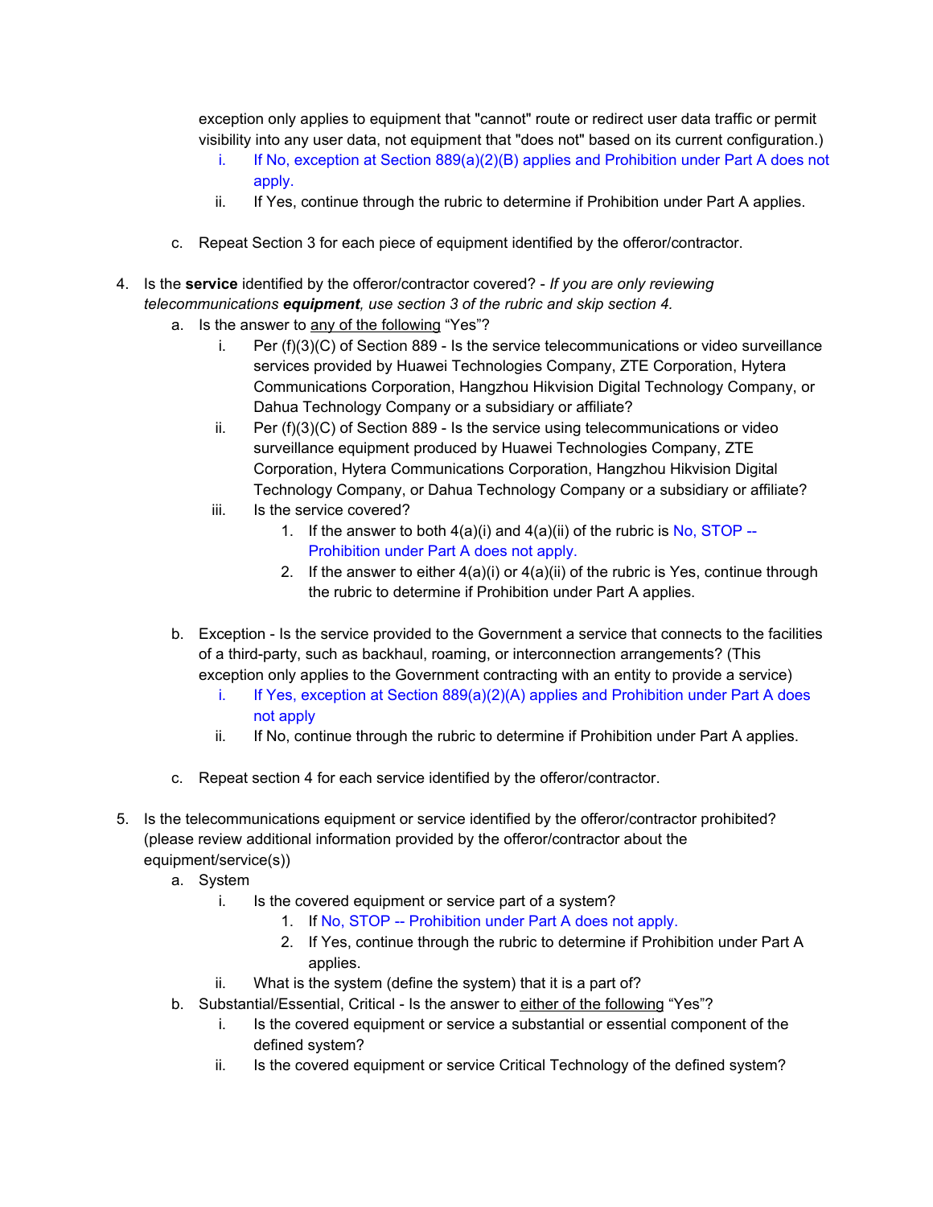exception only applies to equipment that "cannot" route or redirect user data traffic or permit visibility into any user data, not equipment that "does not" based on its current configuration.)

  i. If No, exception at Section 889(a)(2)(B) applies and Prohibition under Part A does not apply.
  ii. If Yes, continue through the rubric to determine if Prohibition under Part A applies.

c. Repeat Section 3 for each piece of equipment identified by the offeror/contractor.

4. Is the **service** identified by the offeror/contractor covered? - *If you are only reviewing telecommunications **equipment**, use section 3 of the rubric and skip section 4.*
   a. Is the answer to <u>any of the following</u> "Yes"?
      i. Per (f)(3)(C) of Section 889 - Is the service telecommunications or video surveillance services provided by Huawei Technologies Company, ZTE Corporation, Hytera Communications Corporation, Hangzhou Hikvision Digital Technology Company, or Dahua Technology Company or a subsidiary or affiliate?
      ii. Per (f)(3)(C) of Section 889 - Is the service using telecommunications or video surveillance equipment produced by Huawei Technologies Company, ZTE Corporation, Hytera Communications Corporation, Hangzhou Hikvision Digital Technology Company, or Dahua Technology Company or a subsidiary or affiliate?
      iii. Is the service covered?
         1. If the answer to both 4(a)(i) and 4(a)(ii) of the rubric is No, STOP -- Prohibition under Part A does not apply.
         2. If the answer to either 4(a)(i) or 4(a)(ii) of the rubric is Yes, continue through the rubric to determine if Prohibition under Part A applies.

   b. Exception - Is the service provided to the Government a service that connects to the facilities of a third-party, such as backhaul, roaming, or interconnection arrangements? (This exception only applies to the Government contracting with an entity to provide a service)
      i. If Yes, exception at Section 889(a)(2)(A) applies and Prohibition under Part A does not apply
      ii. If No, continue through the rubric to determine if Prohibition under Part A applies.

   c. Repeat section 4 for each service identified by the offeror/contractor.

5. Is the telecommunications equipment or service identified by the offeror/contractor prohibited? (please review additional information provided by the offeror/contractor about the equipment/service(s))
   a. System
      i. Is the covered equipment or service part of a system?
         1. If No, STOP -- Prohibition under Part A does not apply.
         2. If Yes, continue through the rubric to determine if Prohibition under Part A applies.
      ii. What is the system (define the system) that it is a part of?
   b. Substantial/Essential, Critical - Is the answer to <u>either of the following</u> "Yes"?
      i. Is the covered equipment or service a substantial or essential component of the defined system?
      ii. Is the covered equipment or service Critical Technology of the defined system?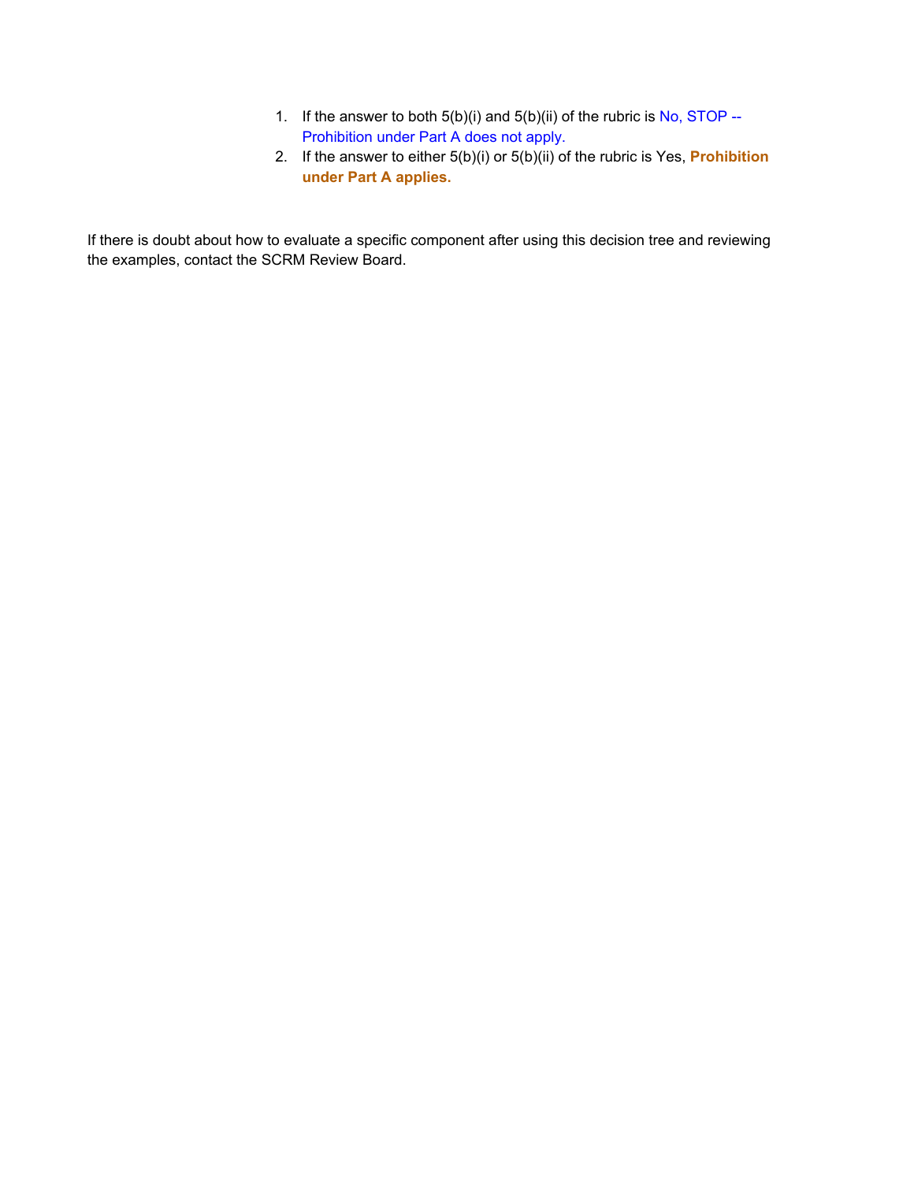1. If the answer to both 5(b)(i) and 5(b)(ii) of the rubric is No, STOP -- Prohibition under Part A does not apply.
2. If the answer to either 5(b)(i) or 5(b)(ii) of the rubric is Yes, **Prohibition under Part A applies.**

If there is doubt about how to evaluate a specific component after using this decision tree and reviewing the examples, contact the SCRM Review Board.